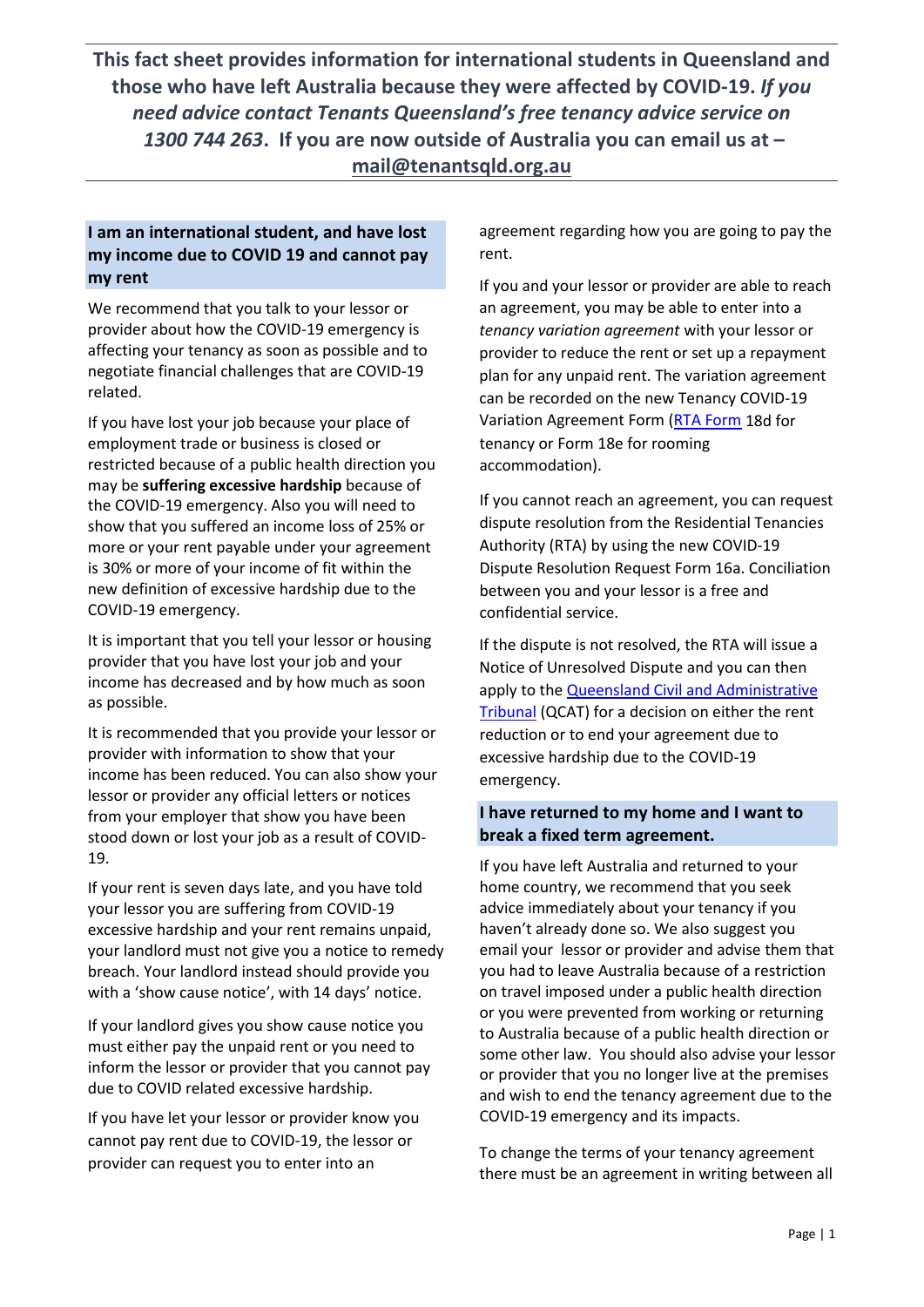**This fact sheet provides information for international students in Queensland and those who have left Australia because they were affected by COVID-19.** ***If you need advice contact Tenants Queensland's free tenancy advice service on 1300 744 263*****. If you are now outside of Australia you can email us at – mail@tenantsqld.org.au**

## I am an international student, and have lost my income due to COVID 19 and cannot pay my rent

We recommend that you talk to your lessor or provider about how the COVID-19 emergency is affecting your tenancy as soon as possible and to negotiate financial challenges that are COVID-19 related.

If you have lost your job because your place of employment trade or business is closed or restricted because of a public health direction you may be **suffering excessive hardship** because of the COVID-19 emergency. Also you will need to show that you suffered an income loss of 25% or more or your rent payable under your agreement is 30% or more of your income of fit within the new definition of excessive hardship due to the COVID-19 emergency.

It is important that you tell your lessor or housing provider that you have lost your job and your income has decreased and by how much as soon as possible.

It is recommended that you provide your lessor or provider with information to show that your income has been reduced. You can also show your lessor or provider any official letters or notices from your employer that show you have been stood down or lost your job as a result of COVID-19.

If your rent is seven days late, and you have told your lessor you are suffering from COVID-19 excessive hardship and your rent remains unpaid, your landlord must not give you a notice to remedy breach. Your landlord instead should provide you with a 'show cause notice', with 14 days' notice.

If your landlord gives you show cause notice you must either pay the unpaid rent or you need to inform the lessor or provider that you cannot pay due to COVID related excessive hardship.

If you have let your lessor or provider know you cannot pay rent due to COVID-19, the lessor or provider can request you to enter into an agreement regarding how you are going to pay the rent.

If you and your lessor or provider are able to reach an agreement, you may be able to enter into a *tenancy variation agreement* with your lessor or provider to reduce the rent or set up a repayment plan for any unpaid rent. The variation agreement can be recorded on the new Tenancy COVID-19 Variation Agreement Form (RTA Form 18d for tenancy or Form 18e for rooming accommodation).

If you cannot reach an agreement, you can request dispute resolution from the Residential Tenancies Authority (RTA) by using the new COVID-19 Dispute Resolution Request Form 16a. Conciliation between you and your lessor is a free and confidential service.

If the dispute is not resolved, the RTA will issue a Notice of Unresolved Dispute and you can then apply to the Queensland Civil and Administrative Tribunal (QCAT) for a decision on either the rent reduction or to end your agreement due to excessive hardship due to the COVID-19 emergency.

## I have returned to my home and I want to break a fixed term agreement.

If you have left Australia and returned to your home country, we recommend that you seek advice immediately about your tenancy if you haven't already done so. We also suggest you email your lessor or provider and advise them that you had to leave Australia because of a restriction on travel imposed under a public health direction or you were prevented from working or returning to Australia because of a public health direction or some other law. You should also advise your lessor or provider that you no longer live at the premises and wish to end the tenancy agreement due to the COVID-19 emergency and its impacts.

To change the terms of your tenancy agreement there must be an agreement in writing between all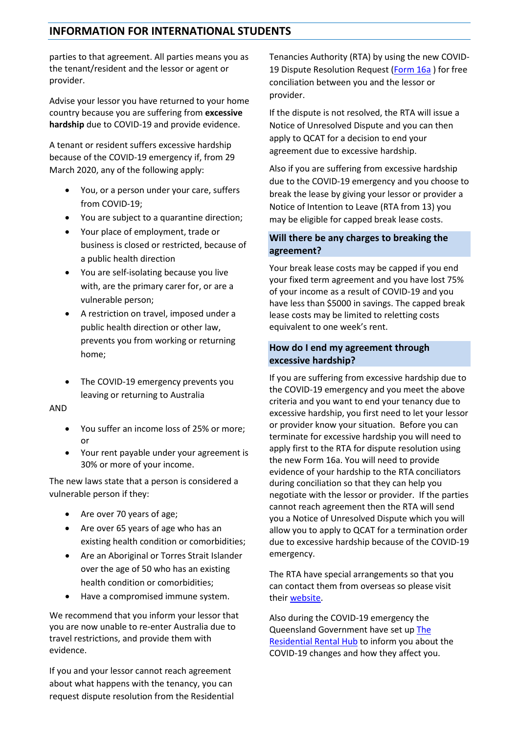parties to that agreement. All parties means you as the tenant/resident and the lessor or agent or provider.

Advise your lessor you have returned to your home country because you are suffering from **excessive hardship** due to COVID-19 and provide evidence.

A tenant or resident suffers excessive hardship because of the COVID-19 emergency if, from 29 March 2020, any of the following apply:

- You, or a person under your care, suffers from COVID-19;
- You are subject to a quarantine direction;
- Your place of employment, trade or business is closed or restricted, because of a public health direction
- You are self-isolating because you live with, are the primary carer for, or are a vulnerable person;
- A restriction on travel, imposed under a public health direction or other law, prevents you from working or returning home;
- The COVID-19 emergency prevents you leaving or returning to Australia

AND

- You suffer an income loss of 25% or more; or
- Your rent payable under your agreement is 30% or more of your income.

The new laws state that a person is considered a vulnerable person if they:

- Are over 70 years of age;
- Are over 65 years of age who has an existing health condition or comorbidities;
- Are an Aboriginal or Torres Strait Islander over the age of 50 who has an existing health condition or comorbidities;
- Have a compromised immune system.

We recommend that you inform your lessor that you are now unable to re-enter Australia due to travel restrictions, and provide them with evidence.

If you and your lessor cannot reach agreement about what happens with the tenancy, you can request dispute resolution from the Residential Tenancies Authority (RTA) by using the new COVID-19 Dispute Resolution Request (Form 16a ) for free conciliation between you and the lessor or provider.

If the dispute is not resolved, the RTA will issue a Notice of Unresolved Dispute and you can then apply to QCAT for a decision to end your agreement due to excessive hardship.

Also if you are suffering from excessive hardship due to the COVID-19 emergency and you choose to break the lease by giving your lessor or provider a Notice of Intention to Leave (RTA from 13) you may be eligible for capped break lease costs.

## Will there be any charges to breaking the agreement?

Your break lease costs may be capped if you end your fixed term agreement and you have lost 75% of your income as a result of COVID-19 and you have less than $5000 in savings. The capped break lease costs may be limited to reletting costs equivalent to one week's rent.

## How do I end my agreement through excessive hardship?

If you are suffering from excessive hardship due to the COVID-19 emergency and you meet the above criteria and you want to end your tenancy due to excessive hardship, you first need to let your lessor or provider know your situation. Before you can terminate for excessive hardship you will need to apply first to the RTA for dispute resolution using the new Form 16a. You will need to provide evidence of your hardship to the RTA conciliators during conciliation so that they can help you negotiate with the lessor or provider. If the parties cannot reach agreement then the RTA will send you a Notice of Unresolved Dispute which you will allow you to apply to QCAT for a termination order due to excessive hardship because of the COVID-19 emergency.

The RTA have special arrangements so that you can contact them from overseas so please visit their website.

Also during the COVID-19 emergency the Queensland Government have set up The Residential Rental Hub to inform you about the COVID-19 changes and how they affect you.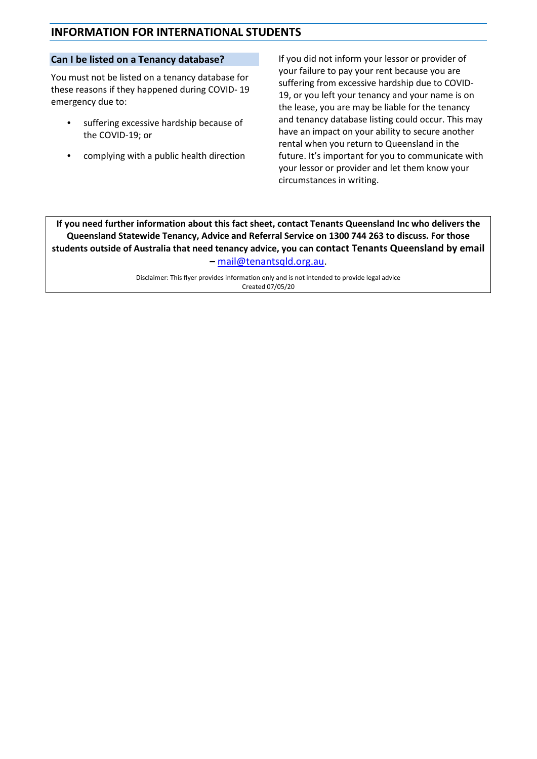## INFORMATION FOR INTERNATIONAL STUDENTS

### Can I be listed on a Tenancy database?

You must not be listed on a tenancy database for these reasons if they happened during COVID- 19 emergency due to:

- suffering excessive hardship because of the COVID-19; or
- complying with a public health direction

If you did not inform your lessor or provider of your failure to pay your rent because you are suffering from excessive hardship due to COVID-19, or you left your tenancy and your name is on the lease, you are may be liable for the tenancy and tenancy database listing could occur. This may have an impact on your ability to secure another rental when you return to Queensland in the future. It's important for you to communicate with your lessor or provider and let them know your circumstances in writing.

**If you need further information about this fact sheet, contact Tenants Queensland Inc who delivers the Queensland Statewide Tenancy, Advice and Referral Service on 1300 744 263 to discuss. For those students outside of Australia that need tenancy advice, you can contact Tenants Queensland by email – [mail@tenantsqld.org.au](mailto:mail@tenantsqld.org.au).**

Disclaimer: This flyer provides information only and is not intended to provide legal advice
Created 07/05/20